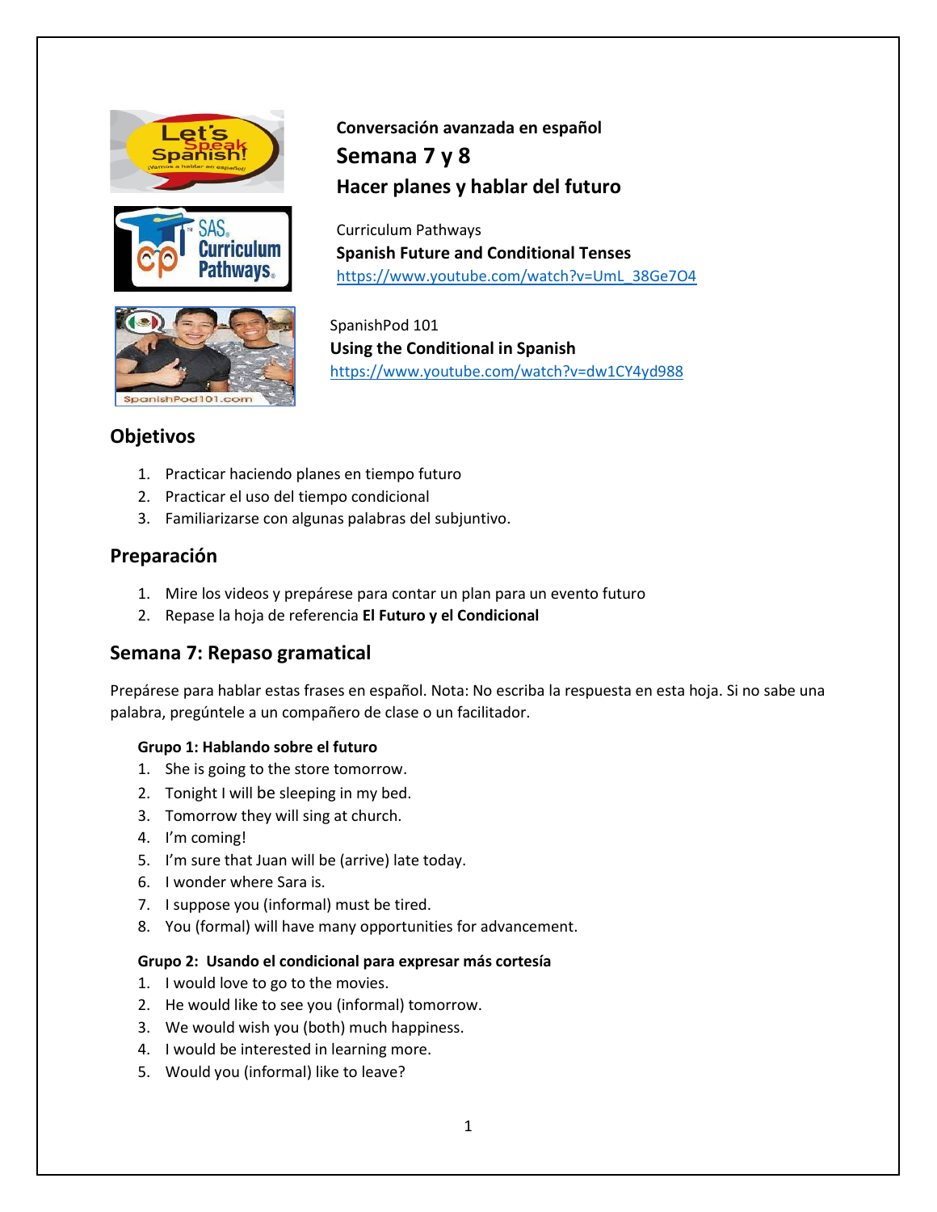**Conversación avanzada en español**

# Semana 7 y 8

## Hacer planes y hablar del futuro

Curriculum Pathways
**Spanish Future and Conditional Tenses**
https://www.youtube.com/watch?v=UmL_38Ge7O4

SpanishPod 101
**Using the Conditional in Spanish**
https://www.youtube.com/watch?v=dw1CY4yd988

## Objetivos

1. Practicar haciendo planes en tiempo futuro
2. Practicar el uso del tiempo condicional
3. Familiarizarse con algunas palabras del subjuntivo.

## Preparación

1. Mire los videos y prepárese para contar un plan para un evento futuro
2. Repase la hoja de referencia **El Futuro y el Condicional**

## Semana 7: Repaso gramatical

Prepárese para hablar estas frases en español. Nota: No escriba la respuesta en esta hoja. Si no sabe una palabra, pregúntele a un compañero de clase o un facilitador.

**Grupo 1: Hablando sobre el futuro**

1. She is going to the store tomorrow.
2. Tonight I will be sleeping in my bed.
3. Tomorrow they will sing at church.
4. I'm coming!
5. I'm sure that Juan will be (arrive) late today.
6. I wonder where Sara is.
7. I suppose you (informal) must be tired.
8. You (formal) will have many opportunities for advancement.

**Grupo 2: Usando el condicional para expresar más cortesía**

1. I would love to go to the movies.
2. He would like to see you (informal) tomorrow.
3. We would wish you (both) much happiness.
4. I would be interested in learning more.
5. Would you (informal) like to leave?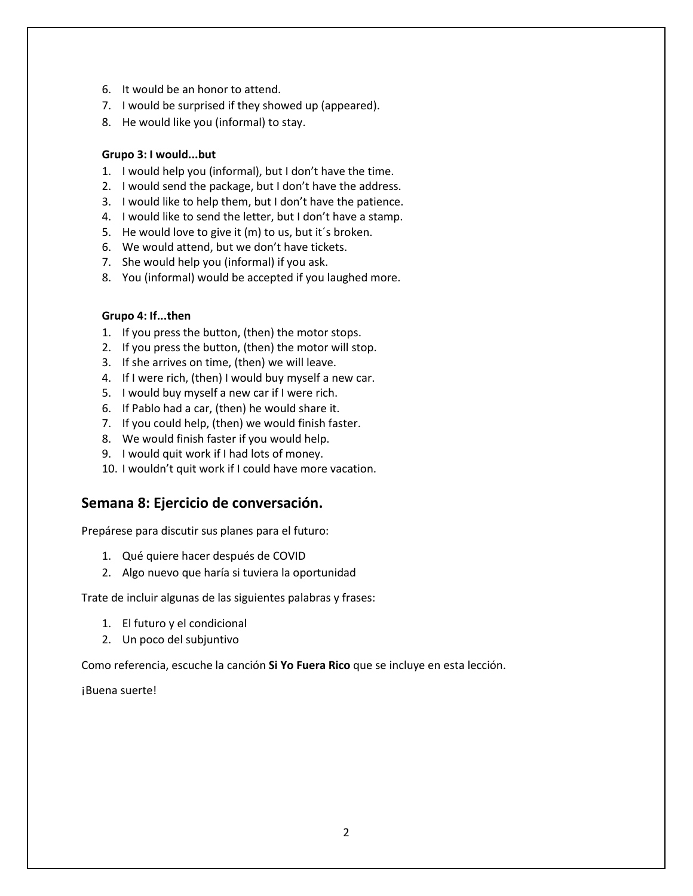6. It would be an honor to attend.
7. I would be surprised if they showed up (appeared).
8. He would like you (informal) to stay.

**Grupo 3: I would...but**

1. I would help you (informal), but I don't have the time.
2. I would send the package, but I don't have the address.
3. I would like to help them, but I don't have the patience.
4. I would like to send the letter, but I don't have a stamp.
5. He would love to give it (m) to us, but it´s broken.
6. We would attend, but we don't have tickets.
7. She would help you (informal) if you ask.
8. You (informal) would be accepted if you laughed more.

**Grupo 4: If...then**

1. If you press the button, (then) the motor stops.
2. If you press the button, (then) the motor will stop.
3. If she arrives on time, (then) we will leave.
4. If I were rich, (then) I would buy myself a new car.
5. I would buy myself a new car if I were rich.
6. If Pablo had a car, (then) he would share it.
7. If you could help, (then) we would finish faster.
8. We would finish faster if you would help.
9. I would quit work if I had lots of money.
10. I wouldn't quit work if I could have more vacation.

## Semana 8: Ejercicio de conversación.

Prepárese para discutir sus planes para el futuro:

1. Qué quiere hacer después de COVID
2. Algo nuevo que haría si tuviera la oportunidad

Trate de incluir algunas de las siguientes palabras y frases:

1. El futuro y el condicional
2. Un poco del subjuntivo

Como referencia, escuche la canción **Si Yo Fuera Rico** que se incluye en esta lección.

¡Buena suerte!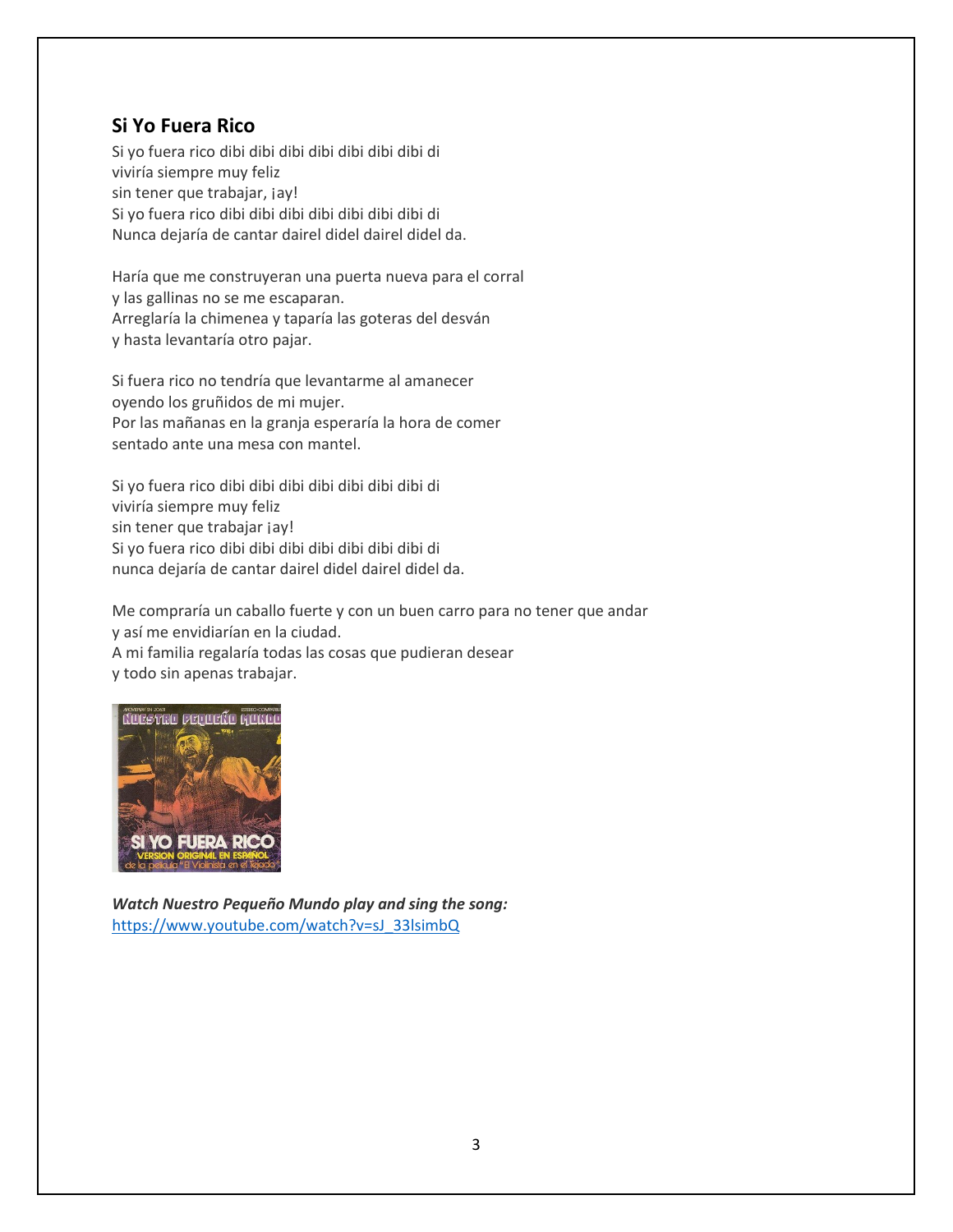### Si Yo Fuera Rico

Si yo fuera rico dibi dibi dibi dibi dibi dibi dibi di
viviría siempre muy feliz
sin tener que trabajar, ¡ay!
Si yo fuera rico dibi dibi dibi dibi dibi dibi dibi di
Nunca dejaría de cantar dairel didel dairel didel da.

Haría que me construyeran una puerta nueva para el corral
y las gallinas no se me escaparan.
Arreglaría la chimenea y taparía las goteras del desván
y hasta levantaría otro pajar.

Si fuera rico no tendría que levantarme al amanecer
oyendo los gruñidos de mi mujer.
Por las mañanas en la granja esperaría la hora de comer
sentado ante una mesa con mantel.

Si yo fuera rico dibi dibi dibi dibi dibi dibi dibi di
viviría siempre muy feliz
sin tener que trabajar ¡ay!
Si yo fuera rico dibi dibi dibi dibi dibi dibi dibi di
nunca dejaría de cantar dairel didel dairel didel da.

Me compraría un caballo fuerte y con un buen carro para no tener que andar
y así me envidiarían en la ciudad.
A mi familia regalaría todas las cosas que pudieran desear
y todo sin apenas trabajar.

***Watch Nuestro Pequeño Mundo play and sing the song:***
[https://www.youtube.com/watch?v=sJ_33lsimbQ](https://www.youtube.com/watch?v=sJ_33lsimbQ)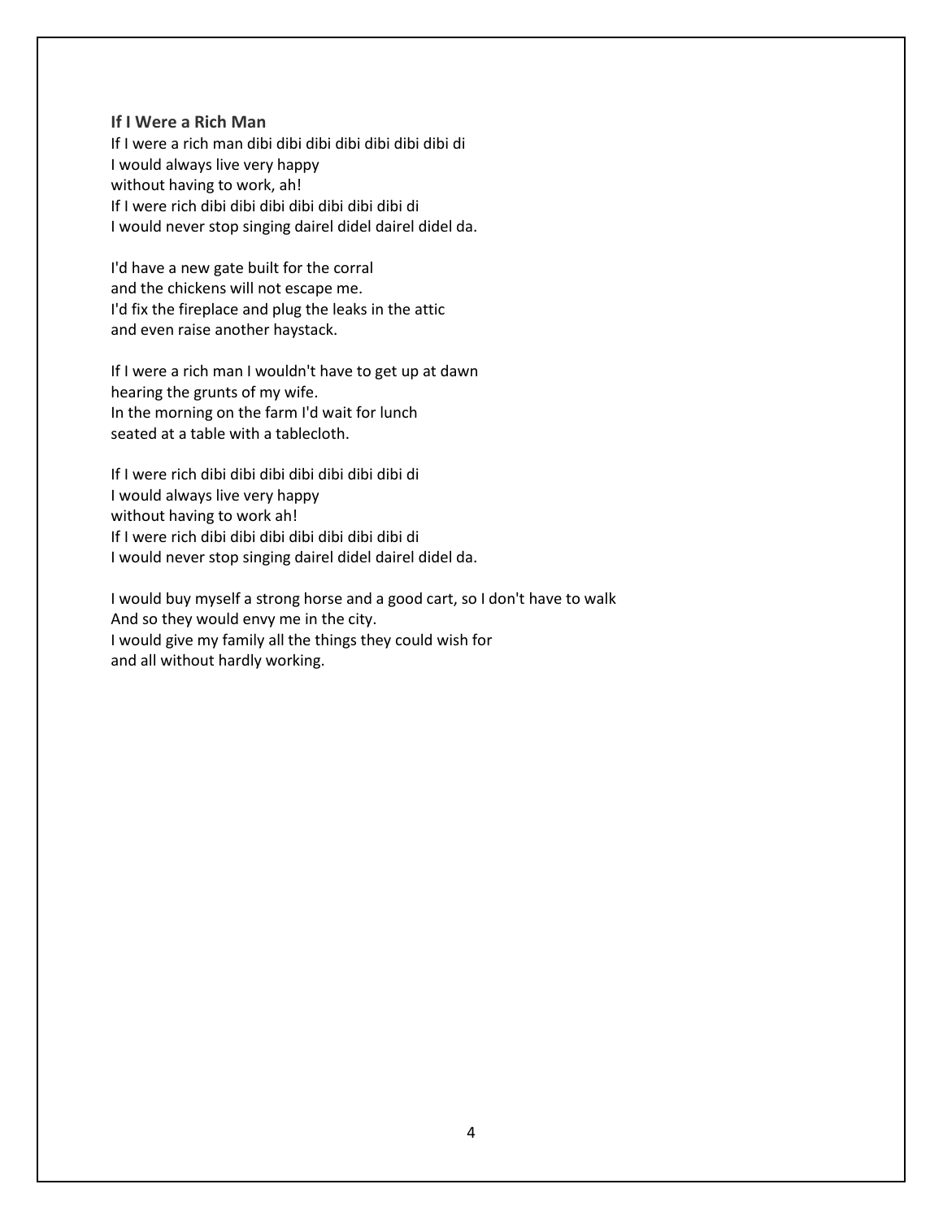**If I Were a Rich Man**

If I were a rich man dibi dibi dibi dibi dibi dibi dibi di
I would always live very happy
without having to work, ah!
If I were rich dibi dibi dibi dibi dibi dibi dibi di
I would never stop singing dairel didel dairel didel da.

I'd have a new gate built for the corral
and the chickens will not escape me.
I'd fix the fireplace and plug the leaks in the attic
and even raise another haystack.

If I were a rich man I wouldn't have to get up at dawn
hearing the grunts of my wife.
In the morning on the farm I'd wait for lunch
seated at a table with a tablecloth.

If I were rich dibi dibi dibi dibi dibi dibi dibi di
I would always live very happy
without having to work ah!
If I were rich dibi dibi dibi dibi dibi dibi dibi di
I would never stop singing dairel didel dairel didel da.

I would buy myself a strong horse and a good cart, so I don't have to walk
And so they would envy me in the city.
I would give my family all the things they could wish for
and all without hardly working.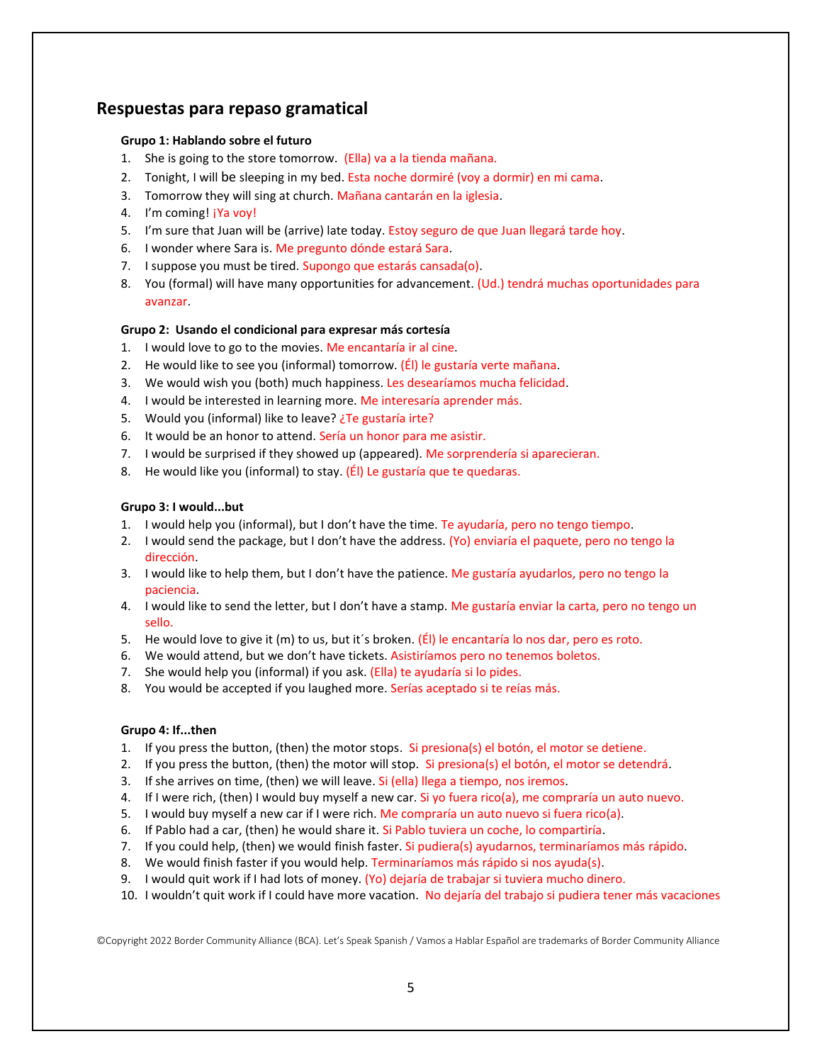## Respuestas para repaso gramatical

**Grupo 1: Hablando sobre el futuro**

1. She is going to the store tomorrow. (Ella) va a la tienda mañana.
2. Tonight, I will be sleeping in my bed. Esta noche dormiré (voy a dormir) en mi cama.
3. Tomorrow they will sing at church. Mañana cantarán en la iglesia.
4. I'm coming! ¡Ya voy!
5. I'm sure that Juan will be (arrive) late today. Estoy seguro de que Juan llegará tarde hoy.
6. I wonder where Sara is. Me pregunto dónde estará Sara.
7. I suppose you must be tired. Supongo que estarás cansada(o).
8. You (formal) will have many opportunities for advancement. (Ud.) tendrá muchas oportunidades para avanzar.

**Grupo 2: Usando el condicional para expresar más cortesía**

1. I would love to go to the movies. Me encantaría ir al cine.
2. He would like to see you (informal) tomorrow. (Él) le gustaría verte mañana.
3. We would wish you (both) much happiness. Les desearíamos mucha felicidad.
4. I would be interested in learning more. Me interesaría aprender más.
5. Would you (informal) like to leave? ¿Te gustaría irte?
6. It would be an honor to attend. Sería un honor para me asistir.
7. I would be surprised if they showed up (appeared). Me sorprendería si aparecieran.
8. He would like you (informal) to stay. (Él) Le gustaría que te quedaras.

**Grupo 3: I would...but**

1. I would help you (informal), but I don't have the time. Te ayudaría, pero no tengo tiempo.
2. I would send the package, but I don't have the address. (Yo) enviaría el paquete, pero no tengo la dirección.
3. I would like to help them, but I don't have the patience. Me gustaría ayudarlos, pero no tengo la paciencia.
4. I would like to send the letter, but I don't have a stamp. Me gustaría enviar la carta, pero no tengo un sello.
5. He would love to give it (m) to us, but it´s broken. (Él) le encantaría lo nos dar, pero es roto.
6. We would attend, but we don't have tickets. Asistiríamos pero no tenemos boletos.
7. She would help you (informal) if you ask. (Ella) te ayudaría si lo pides.
8. You would be accepted if you laughed more. Serías aceptado si te reías más.

**Grupo 4: If...then**

1. If you press the button, (then) the motor stops. Si presiona(s) el botón, el motor se detiene.
2. If you press the button, (then) the motor will stop. Si presiona(s) el botón, el motor se detendrá.
3. If she arrives on time, (then) we will leave. Si (ella) llega a tiempo, nos iremos.
4. If I were rich, (then) I would buy myself a new car. Si yo fuera rico(a), me compraría un auto nuevo.
5. I would buy myself a new car if I were rich. Me compraría un auto nuevo si fuera rico(a).
6. If Pablo had a car, (then) he would share it. Si Pablo tuviera un coche, lo compartiría.
7. If you could help, (then) we would finish faster. Si pudiera(s) ayudarnos, terminaríamos más rápido.
8. We would finish faster if you would help. Terminaríamos más rápido si nos ayuda(s).
9. I would quit work if I had lots of money. (Yo) dejaría de trabajar si tuviera mucho dinero.
10. I wouldn't quit work if I could have more vacation. No dejaría del trabajo si pudiera tener más vacaciones

©Copyright 2022 Border Community Alliance (BCA). Let's Speak Spanish / Vamos a Hablar Español are trademarks of Border Community Alliance